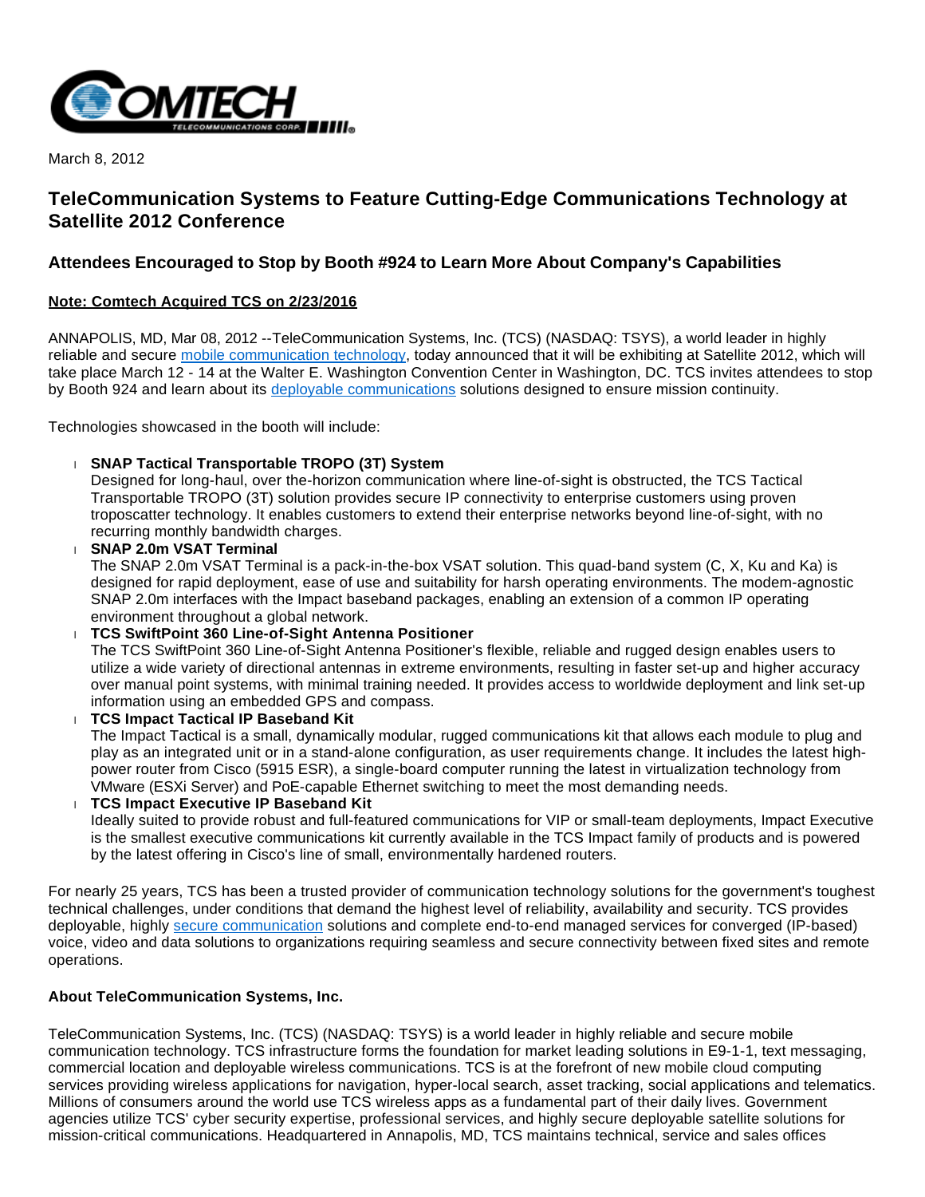March 8, 2012

# TeleCommunication Systems to Feature Cutting-Edge Communications Technology at Satellite 2012 Conference

## Attendees Encouraged to Stop by Booth #924 to Learn More About Company's Capabilities

**Note: Comtech Acquired TCS on 2/23/2016**

ANNAPOLIS, MD, Mar 08, 2012 --TeleCommunication Systems, Inc. (TCS) (NASDAQ: TSYS), a world leader in highly reliable and secure mobile communication technology, today announced that it will be exhibiting at Satellite 2012, which will take place March 12 - 14 at the Walter E. Washington Convention Center in Washington, DC. TCS invites attendees to stop by Booth 924 and learn about its deployable communications solutions designed to ensure mission continuity.

Technologies showcased in the booth will include:

- **SNAP Tactical Transportable TROPO (3T) System**
  Designed for long-haul, over the-horizon communication where line-of-sight is obstructed, the TCS Tactical Transportable TROPO (3T) solution provides secure IP connectivity to enterprise customers using proven troposcatter technology. It enables customers to extend their enterprise networks beyond line-of-sight, with no recurring monthly bandwidth charges.
- **SNAP 2.0m VSAT Terminal**
  The SNAP 2.0m VSAT Terminal is a pack-in-the-box VSAT solution. This quad-band system (C, X, Ku and Ka) is designed for rapid deployment, ease of use and suitability for harsh operating environments. The modem-agnostic SNAP 2.0m interfaces with the Impact baseband packages, enabling an extension of a common IP operating environment throughout a global network.
- **TCS SwiftPoint 360 Line-of-Sight Antenna Positioner**
  The TCS SwiftPoint 360 Line-of-Sight Antenna Positioner's flexible, reliable and rugged design enables users to utilize a wide variety of directional antennas in extreme environments, resulting in faster set-up and higher accuracy over manual point systems, with minimal training needed. It provides access to worldwide deployment and link set-up information using an embedded GPS and compass.
- **TCS Impact Tactical IP Baseband Kit**
  The Impact Tactical is a small, dynamically modular, rugged communications kit that allows each module to plug and play as an integrated unit or in a stand-alone configuration, as user requirements change. It includes the latest high-power router from Cisco (5915 ESR), a single-board computer running the latest in virtualization technology from VMware (ESXi Server) and PoE-capable Ethernet switching to meet the most demanding needs.
- **TCS Impact Executive IP Baseband Kit**
  Ideally suited to provide robust and full-featured communications for VIP or small-team deployments, Impact Executive is the smallest executive communications kit currently available in the TCS Impact family of products and is powered by the latest offering in Cisco's line of small, environmentally hardened routers.

For nearly 25 years, TCS has been a trusted provider of communication technology solutions for the government's toughest technical challenges, under conditions that demand the highest level of reliability, availability and security. TCS provides deployable, highly secure communication solutions and complete end-to-end managed services for converged (IP-based) voice, video and data solutions to organizations requiring seamless and secure connectivity between fixed sites and remote operations.

**About TeleCommunication Systems, Inc.**

TeleCommunication Systems, Inc. (TCS) (NASDAQ: TSYS) is a world leader in highly reliable and secure mobile communication technology. TCS infrastructure forms the foundation for market leading solutions in E9-1-1, text messaging, commercial location and deployable wireless communications. TCS is at the forefront of new mobile cloud computing services providing wireless applications for navigation, hyper-local search, asset tracking, social applications and telematics. Millions of consumers around the world use TCS wireless apps as a fundamental part of their daily lives. Government agencies utilize TCS' cyber security expertise, professional services, and highly secure deployable satellite solutions for mission-critical communications. Headquartered in Annapolis, MD, TCS maintains technical, service and sales offices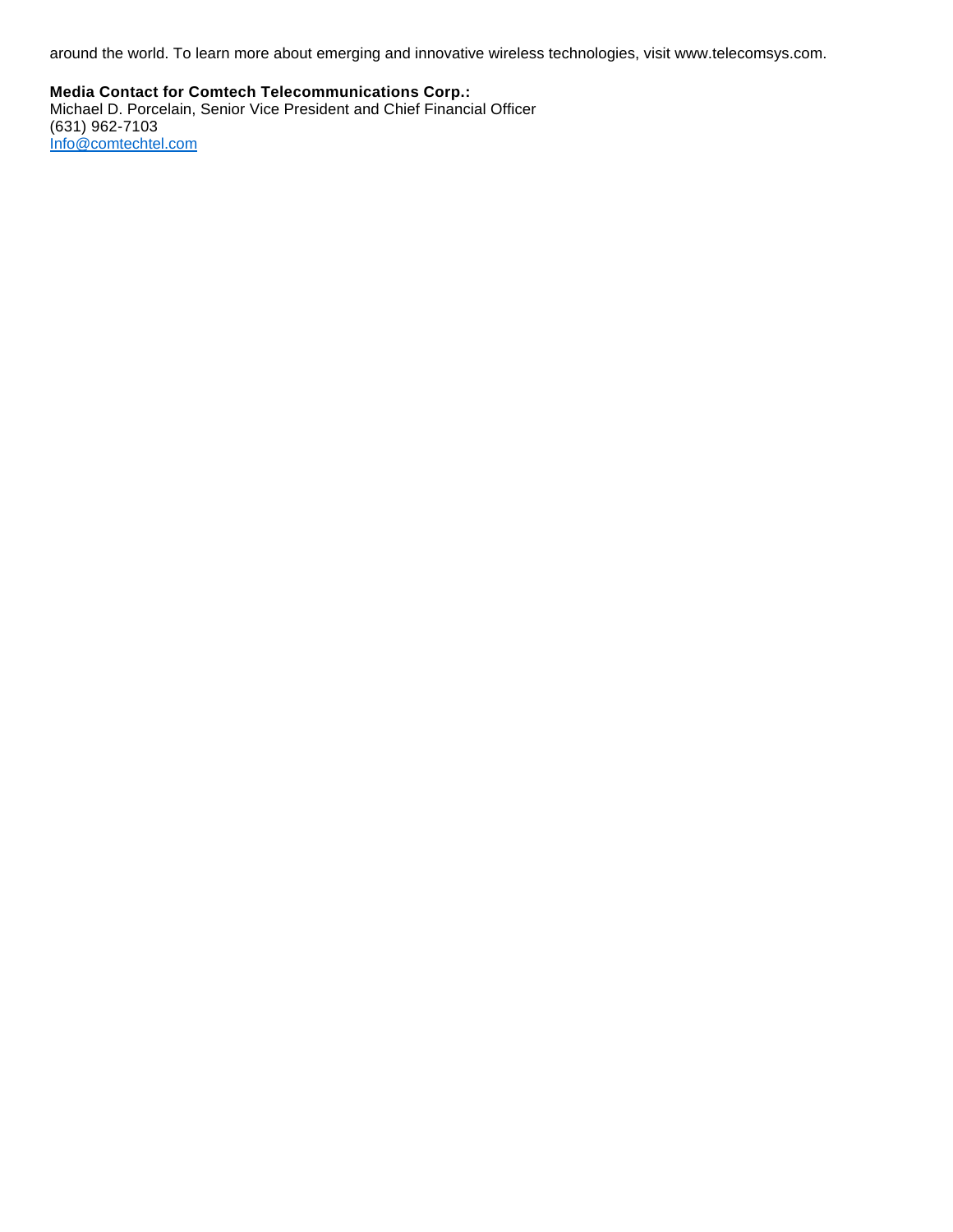around the world. To learn more about emerging and innovative wireless technologies, visit www.telecomsys.com.

**Media Contact for Comtech Telecommunications Corp.:**
Michael D. Porcelain, Senior Vice President and Chief Financial Officer
(631) 962-7103
Info@comtechtel.com